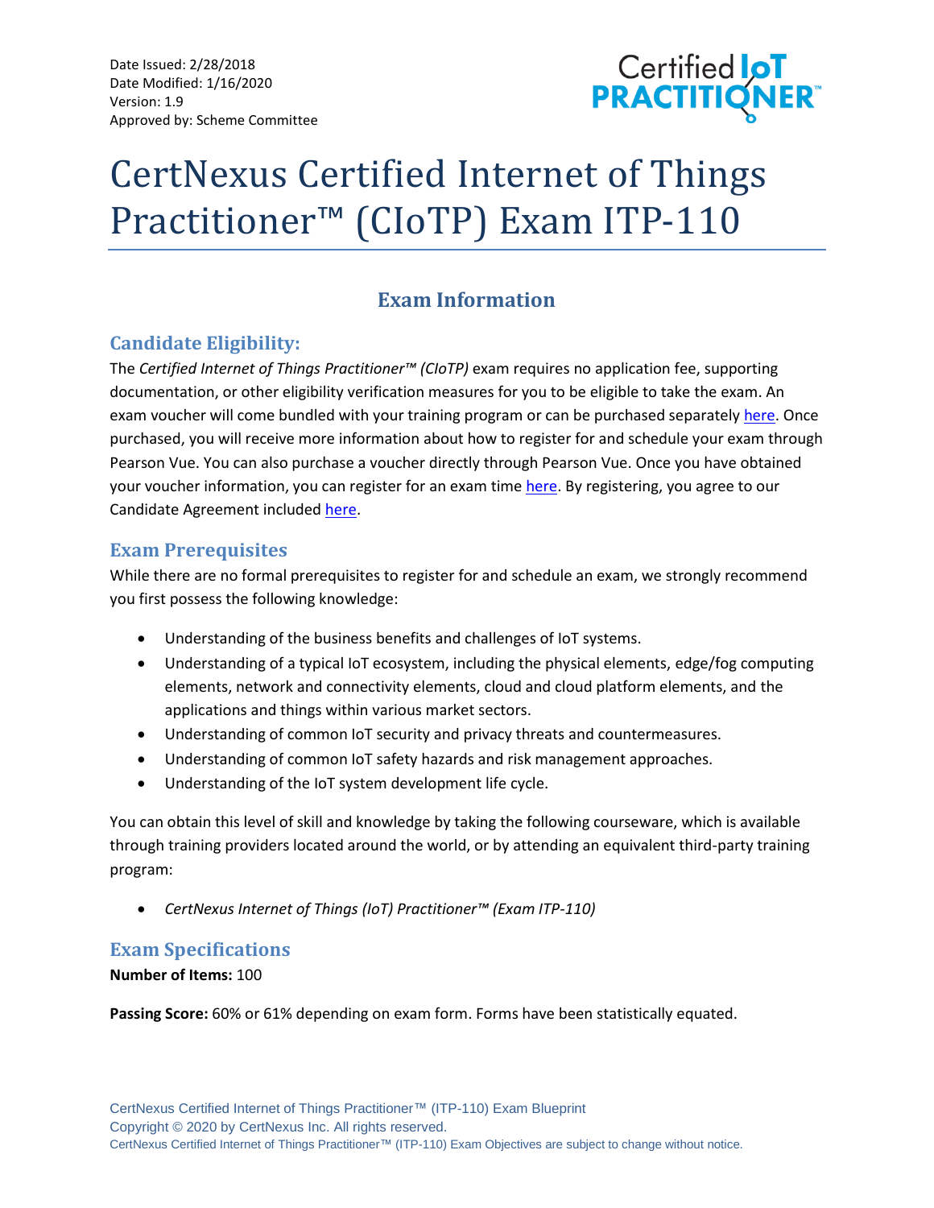Date Issued: 2/28/2018
Date Modified: 1/16/2020
Version: 1.9
Approved by: Scheme Committee

Certified IoT PRACTITIONER™

# CertNexus Certified Internet of Things Practitioner™ (CIoTP) Exam ITP-110

## Exam Information

### Candidate Eligibility:

The *Certified Internet of Things Practitioner™ (CIoTP)* exam requires no application fee, supporting documentation, or other eligibility verification measures for you to be eligible to take the exam. An exam voucher will come bundled with your training program or can be purchased separately here. Once purchased, you will receive more information about how to register for and schedule your exam through Pearson Vue. You can also purchase a voucher directly through Pearson Vue. Once you have obtained your voucher information, you can register for an exam time here. By registering, you agree to our Candidate Agreement included here.

### Exam Prerequisites

While there are no formal prerequisites to register for and schedule an exam, we strongly recommend you first possess the following knowledge:

- Understanding of the business benefits and challenges of IoT systems.
- Understanding of a typical IoT ecosystem, including the physical elements, edge/fog computing elements, network and connectivity elements, cloud and cloud platform elements, and the applications and things within various market sectors.
- Understanding of common IoT security and privacy threats and countermeasures.
- Understanding of common IoT safety hazards and risk management approaches.
- Understanding of the IoT system development life cycle.

You can obtain this level of skill and knowledge by taking the following courseware, which is available through training providers located around the world, or by attending an equivalent third-party training program:

- *CertNexus Internet of Things (IoT) Practitioner™ (Exam ITP-110)*

### Exam Specifications

**Number of Items:** 100

**Passing Score:** 60% or 61% depending on exam form. Forms have been statistically equated.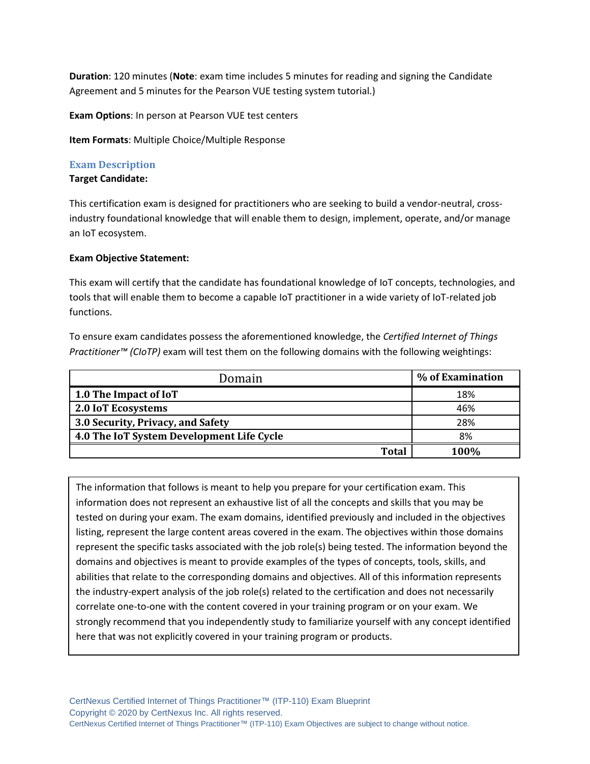**Duration**: 120 minutes (**Note**: exam time includes 5 minutes for reading and signing the Candidate Agreement and 5 minutes for the Pearson VUE testing system tutorial.)

**Exam Options**: In person at Pearson VUE test centers

**Item Formats**: Multiple Choice/Multiple Response

## Exam Description

**Target Candidate:**

This certification exam is designed for practitioners who are seeking to build a vendor-neutral, cross-industry foundational knowledge that will enable them to design, implement, operate, and/or manage an IoT ecosystem.

**Exam Objective Statement:**

This exam will certify that the candidate has foundational knowledge of IoT concepts, technologies, and tools that will enable them to become a capable IoT practitioner in a wide variety of IoT-related job functions.

To ensure exam candidates possess the aforementioned knowledge, the *Certified Internet of Things Practitioner™ (CIoTP)* exam will test them on the following domains with the following weightings:

| Domain | % of Examination |
|---|---|
| **1.0 The Impact of IoT** | 18% |
| **2.0 IoT Ecosystems** | 46% |
| **3.0 Security, Privacy, and Safety** | 28% |
| **4.0 The IoT System Development Life Cycle** | 8% |
| **Total** | **100%** |

The information that follows is meant to help you prepare for your certification exam. This information does not represent an exhaustive list of all the concepts and skills that you may be tested on during your exam. The exam domains, identified previously and included in the objectives listing, represent the large content areas covered in the exam. The objectives within those domains represent the specific tasks associated with the job role(s) being tested. The information beyond the domains and objectives is meant to provide examples of the types of concepts, tools, skills, and abilities that relate to the corresponding domains and objectives. All of this information represents the industry-expert analysis of the job role(s) related to the certification and does not necessarily correlate one-to-one with the content covered in your training program or on your exam. We strongly recommend that you independently study to familiarize yourself with any concept identified here that was not explicitly covered in your training program or products.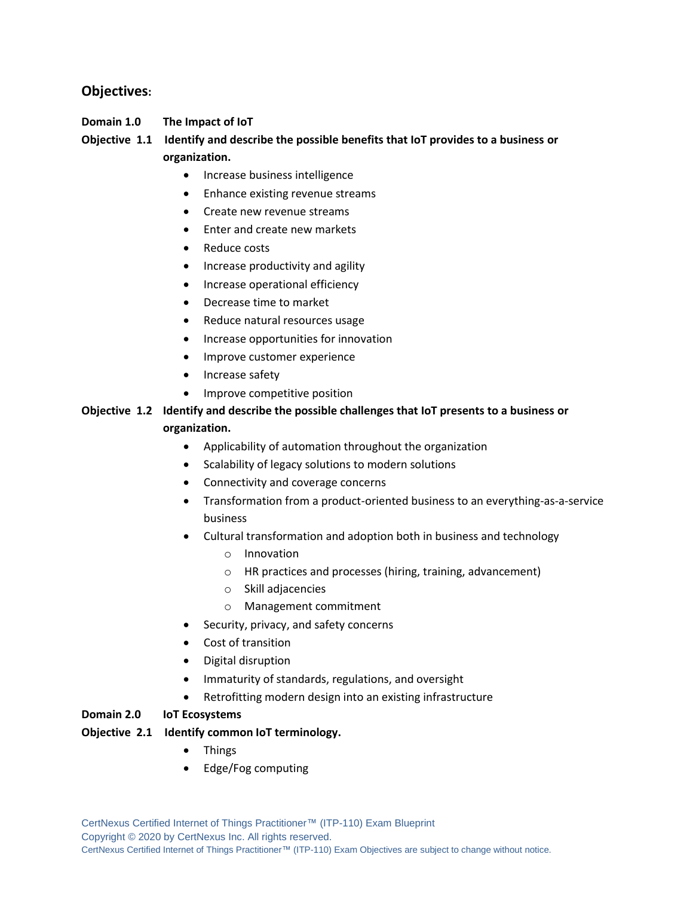## Objectives:

**Domain 1.0 The Impact of IoT**

**Objective 1.1 Identify and describe the possible benefits that IoT provides to a business or organization.**

- Increase business intelligence
- Enhance existing revenue streams
- Create new revenue streams
- Enter and create new markets
- Reduce costs
- Increase productivity and agility
- Increase operational efficiency
- Decrease time to market
- Reduce natural resources usage
- Increase opportunities for innovation
- Improve customer experience
- Increase safety
- Improve competitive position

**Objective 1.2 Identify and describe the possible challenges that IoT presents to a business or organization.**

- Applicability of automation throughout the organization
- Scalability of legacy solutions to modern solutions
- Connectivity and coverage concerns
- Transformation from a product-oriented business to an everything-as-a-service business
- Cultural transformation and adoption both in business and technology
  - Innovation
  - HR practices and processes (hiring, training, advancement)
  - Skill adjacencies
  - Management commitment
- Security, privacy, and safety concerns
- Cost of transition
- Digital disruption
- Immaturity of standards, regulations, and oversight
- Retrofitting modern design into an existing infrastructure

**Domain 2.0 IoT Ecosystems**

**Objective 2.1 Identify common IoT terminology.**

- Things
- Edge/Fog computing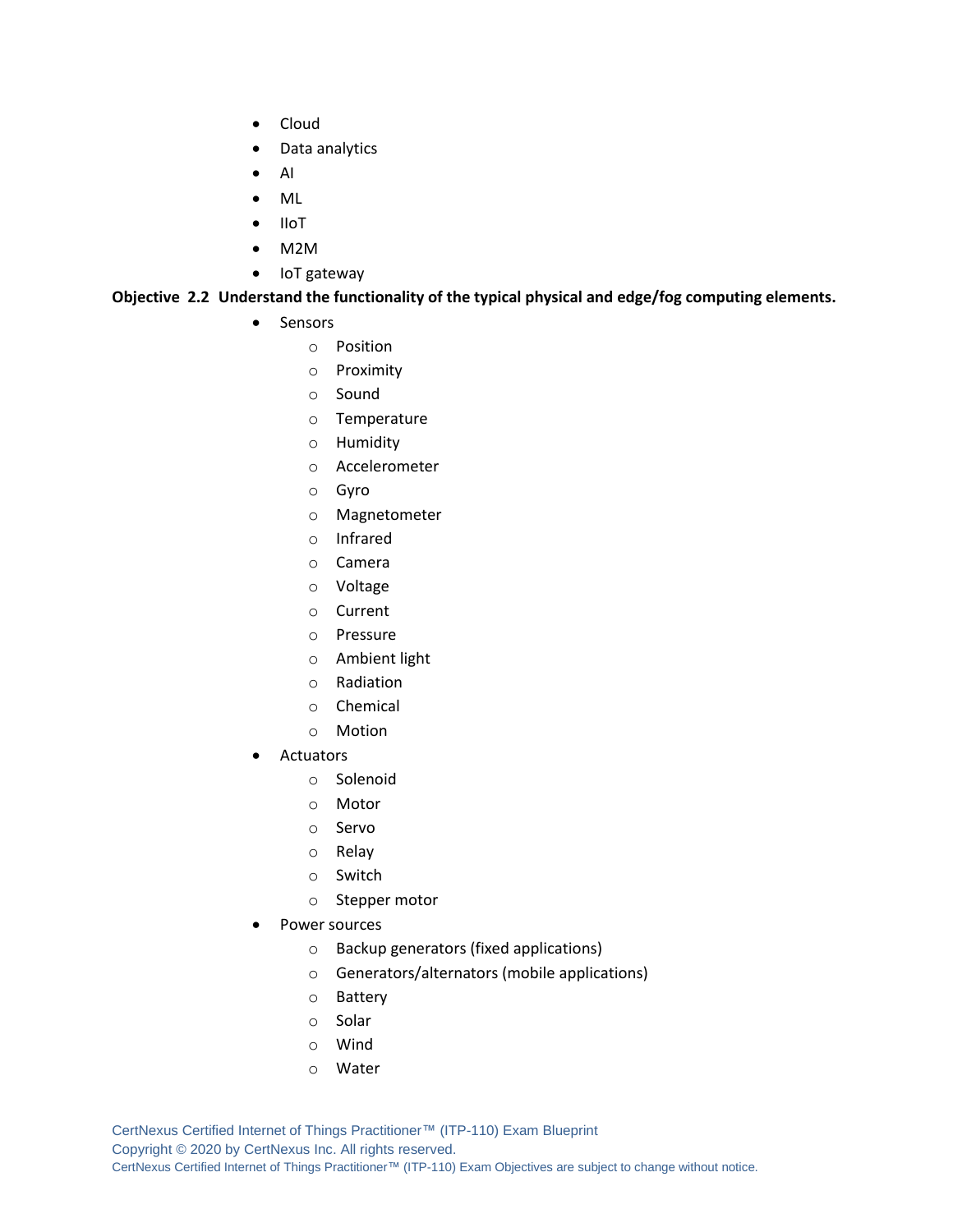- Cloud
- Data analytics
- AI
- ML
- IIoT
- M2M
- IoT gateway

**Objective 2.2 Understand the functionality of the typical physical and edge/fog computing elements.**

- Sensors
  - Position
  - Proximity
  - Sound
  - Temperature
  - Humidity
  - Accelerometer
  - Gyro
  - Magnetometer
  - Infrared
  - Camera
  - Voltage
  - Current
  - Pressure
  - Ambient light
  - Radiation
  - Chemical
  - Motion
- Actuators
  - Solenoid
  - Motor
  - Servo
  - Relay
  - Switch
  - Stepper motor
- Power sources
  - Backup generators (fixed applications)
  - Generators/alternators (mobile applications)
  - Battery
  - Solar
  - Wind
  - Water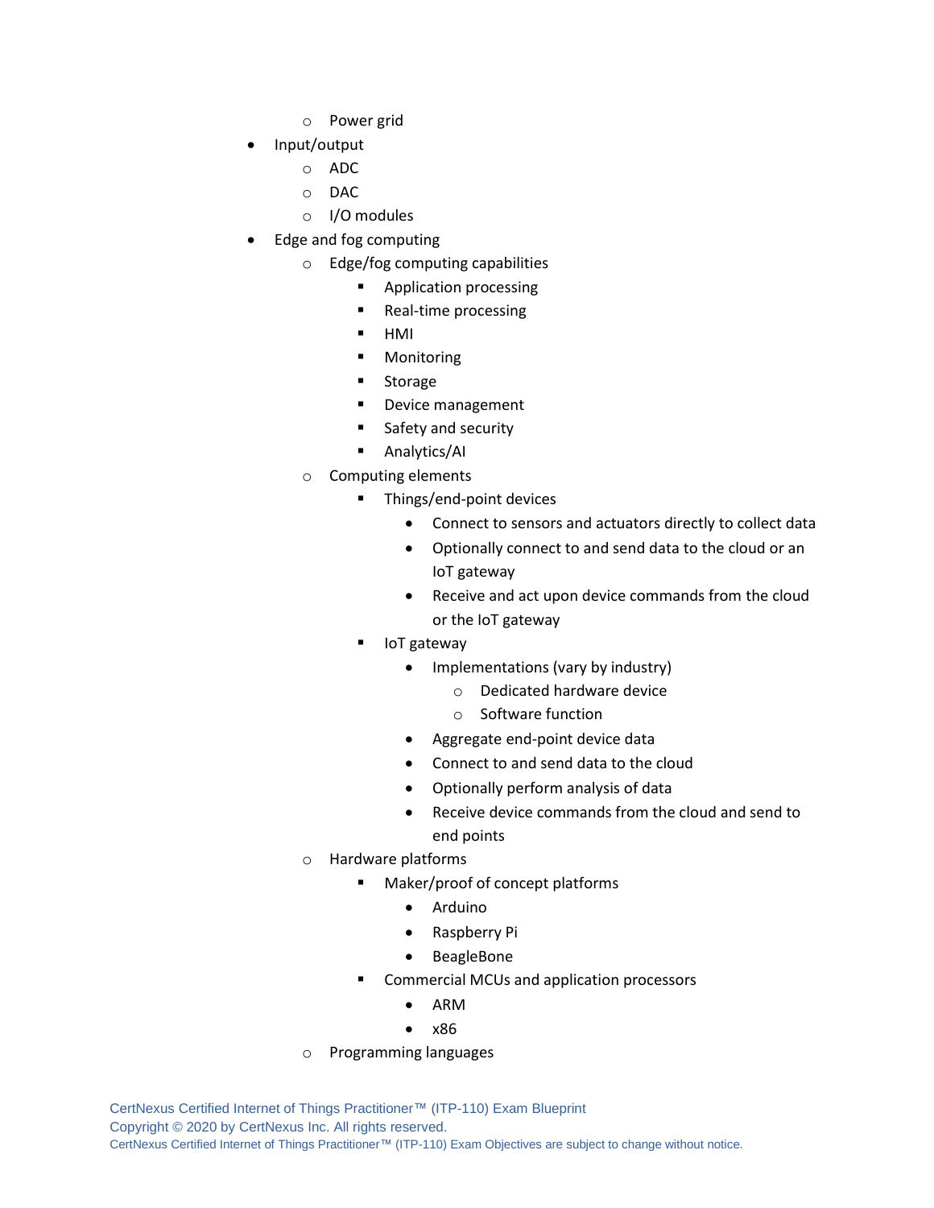- Power grid
- Input/output
    - ADC
    - DAC
    - I/O modules
- Edge and fog computing
    - Edge/fog computing capabilities
        - Application processing
        - Real-time processing
        - HMI
        - Monitoring
        - Storage
        - Device management
        - Safety and security
        - Analytics/AI
    - Computing elements
        - Things/end-point devices
            - Connect to sensors and actuators directly to collect data
            - Optionally connect to and send data to the cloud or an IoT gateway
            - Receive and act upon device commands from the cloud or the IoT gateway
        - IoT gateway
            - Implementations (vary by industry)
                - Dedicated hardware device
                - Software function
            - Aggregate end-point device data
            - Connect to and send data to the cloud
            - Optionally perform analysis of data
            - Receive device commands from the cloud and send to end points
    - Hardware platforms
        - Maker/proof of concept platforms
            - Arduino
            - Raspberry Pi
            - BeagleBone
        - Commercial MCUs and application processors
            - ARM
            - x86
    - Programming languages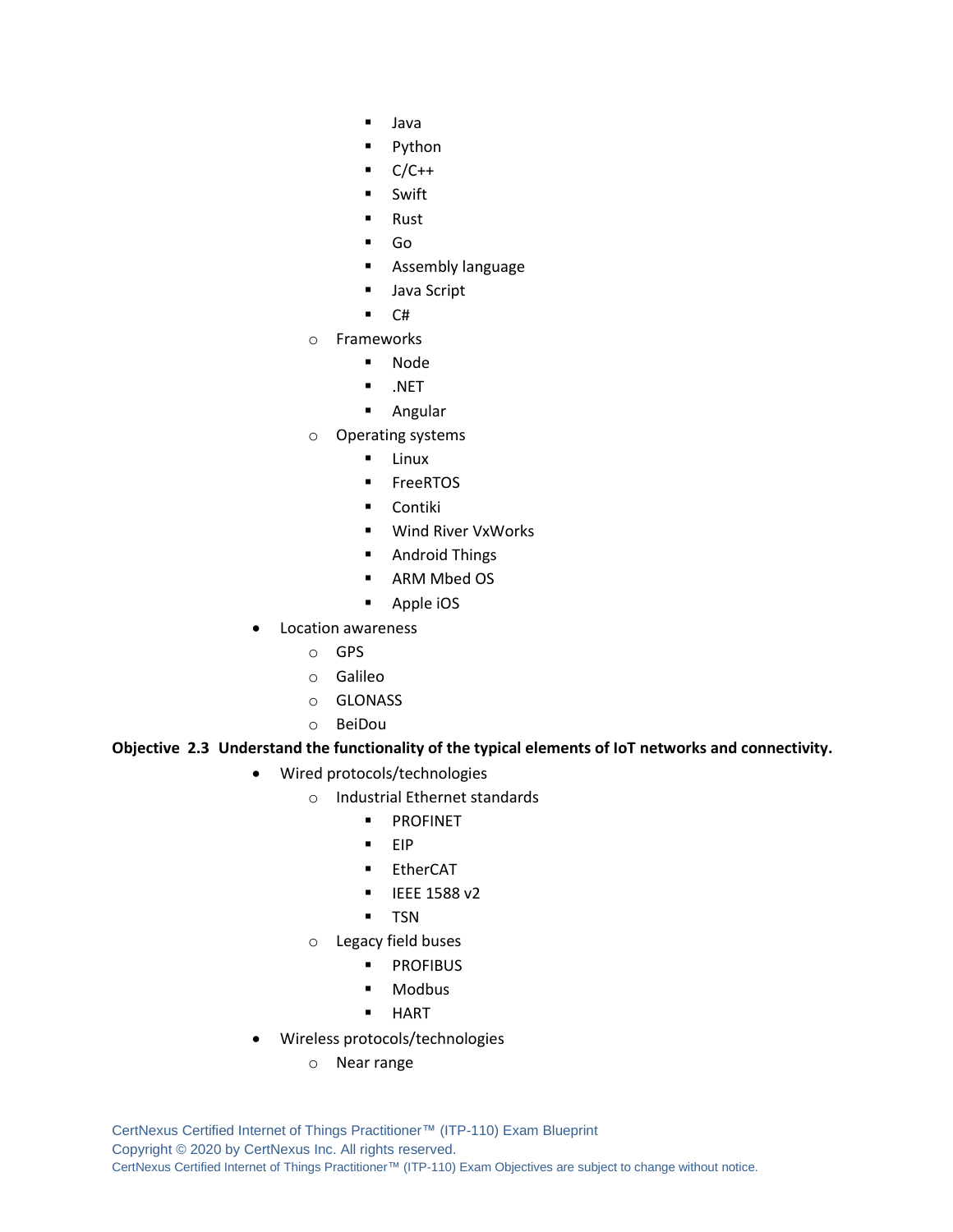- Java
        - Python
        - C/C++
        - Swift
        - Rust
        - Go
        - Assembly language
        - Java Script
        - C#
    - Frameworks
        - Node
        - .NET
        - Angular
    - Operating systems
        - Linux
        - FreeRTOS
        - Contiki
        - Wind River VxWorks
        - Android Things
        - ARM Mbed OS
        - Apple iOS
- Location awareness
    - GPS
    - Galileo
    - GLONASS
    - BeiDou

**Objective 2.3 Understand the functionality of the typical elements of IoT networks and connectivity.**

- Wired protocols/technologies
    - Industrial Ethernet standards
        - PROFINET
        - EIP
        - EtherCAT
        - IEEE 1588 v2
        - TSN
    - Legacy field buses
        - PROFIBUS
        - Modbus
        - HART
- Wireless protocols/technologies
    - Near range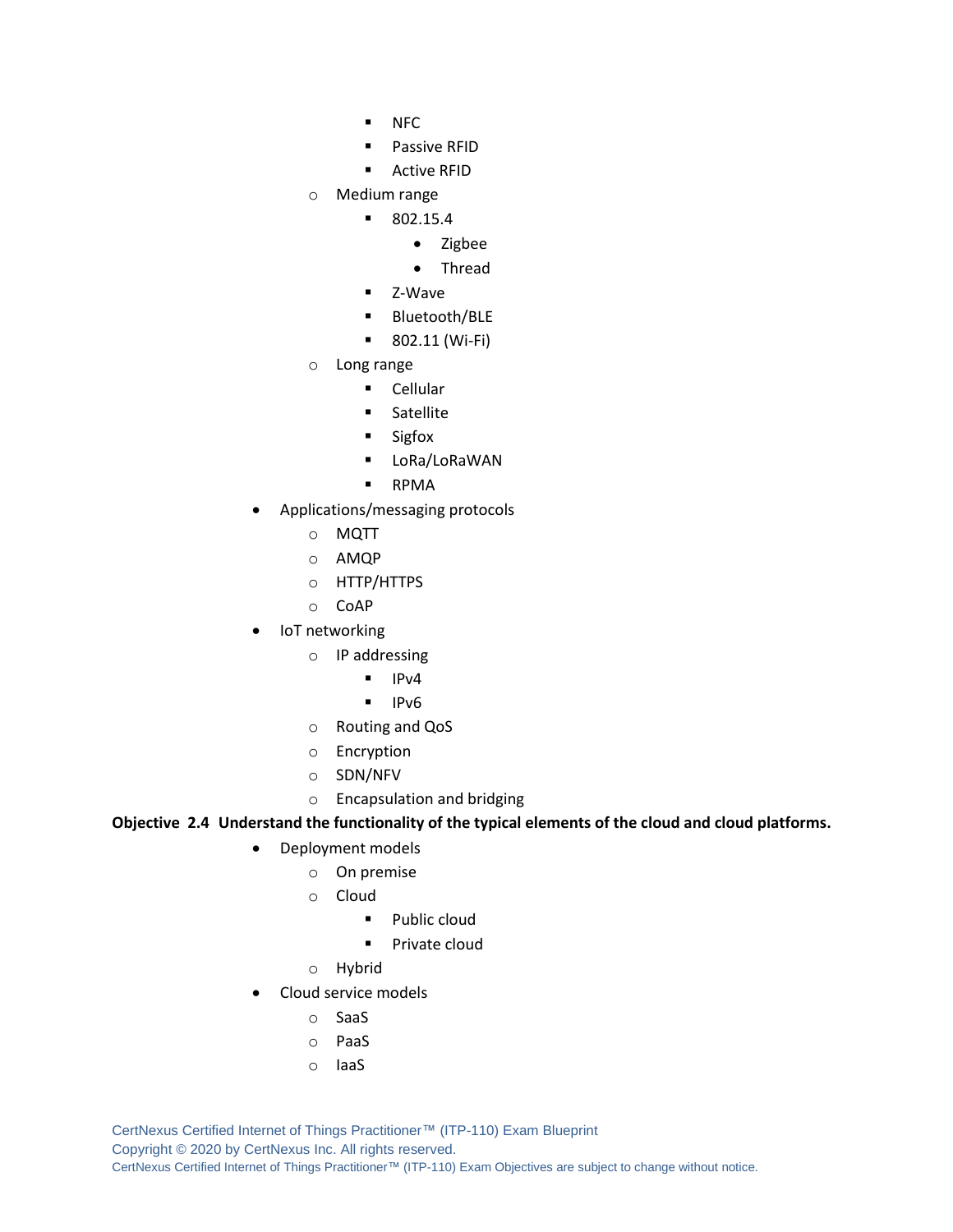- NFC
        - Passive RFID
        - Active RFID
    - Medium range
        - 802.15.4
            - Zigbee
            - Thread
        - Z-Wave
        - Bluetooth/BLE
        - 802.11 (Wi-Fi)
    - Long range
        - Cellular
        - Satellite
        - Sigfox
        - LoRa/LoRaWAN
        - RPMA
- Applications/messaging protocols
    - MQTT
    - AMQP
    - HTTP/HTTPS
    - CoAP
- IoT networking
    - IP addressing
        - IPv4
        - IPv6
    - Routing and QoS
    - Encryption
    - SDN/NFV
    - Encapsulation and bridging

**Objective 2.4 Understand the functionality of the typical elements of the cloud and cloud platforms.**

- Deployment models
    - On premise
    - Cloud
        - Public cloud
        - Private cloud
    - Hybrid
- Cloud service models
    - SaaS
    - PaaS
    - IaaS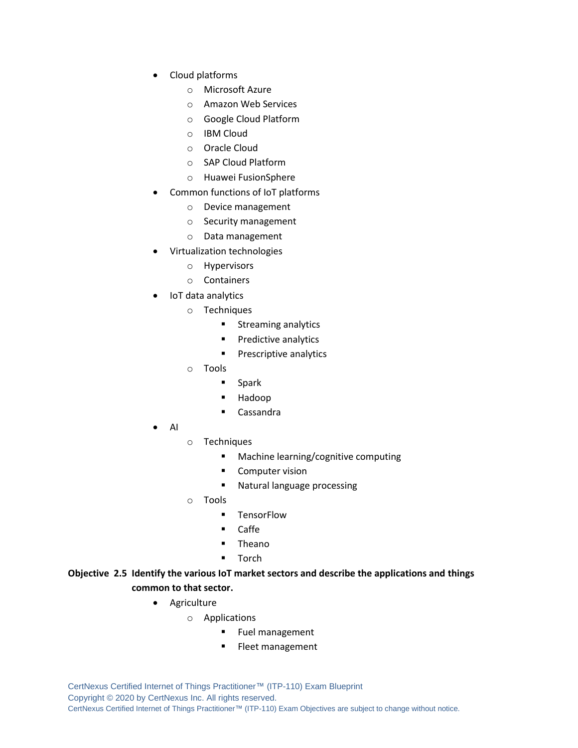- Cloud platforms
  - Microsoft Azure
  - Amazon Web Services
  - Google Cloud Platform
  - IBM Cloud
  - Oracle Cloud
  - SAP Cloud Platform
  - Huawei FusionSphere
- Common functions of IoT platforms
  - Device management
  - Security management
  - Data management
- Virtualization technologies
  - Hypervisors
  - Containers
- IoT data analytics
  - Techniques
    - Streaming analytics
    - Predictive analytics
    - Prescriptive analytics
  - Tools
    - Spark
    - Hadoop
    - Cassandra
- AI
  - Techniques
    - Machine learning/cognitive computing
    - Computer vision
    - Natural language processing
  - Tools
    - TensorFlow
    - Caffe
    - Theano
    - Torch

**Objective 2.5 Identify the various IoT market sectors and describe the applications and things common to that sector.**

- Agriculture
  - Applications
    - Fuel management
    - Fleet management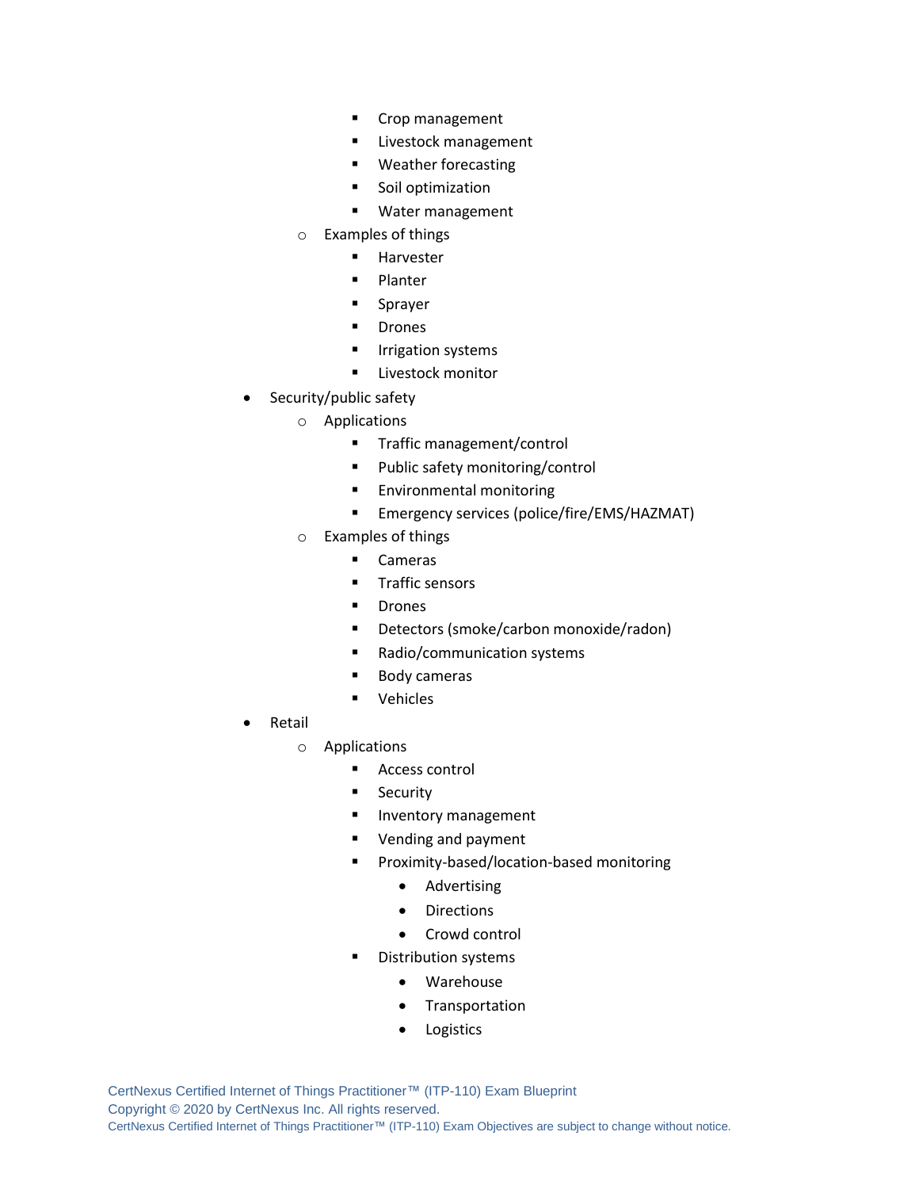- Crop management
        - Livestock management
        - Weather forecasting
        - Soil optimization
        - Water management
    - Examples of things
        - Harvester
        - Planter
        - Sprayer
        - Drones
        - Irrigation systems
        - Livestock monitor
- Security/public safety
    - Applications
        - Traffic management/control
        - Public safety monitoring/control
        - Environmental monitoring
        - Emergency services (police/fire/EMS/HAZMAT)
    - Examples of things
        - Cameras
        - Traffic sensors
        - Drones
        - Detectors (smoke/carbon monoxide/radon)
        - Radio/communication systems
        - Body cameras
        - Vehicles
- Retail
    - Applications
        - Access control
        - Security
        - Inventory management
        - Vending and payment
        - Proximity-based/location-based monitoring
            - Advertising
            - Directions
            - Crowd control
        - Distribution systems
            - Warehouse
            - Transportation
            - Logistics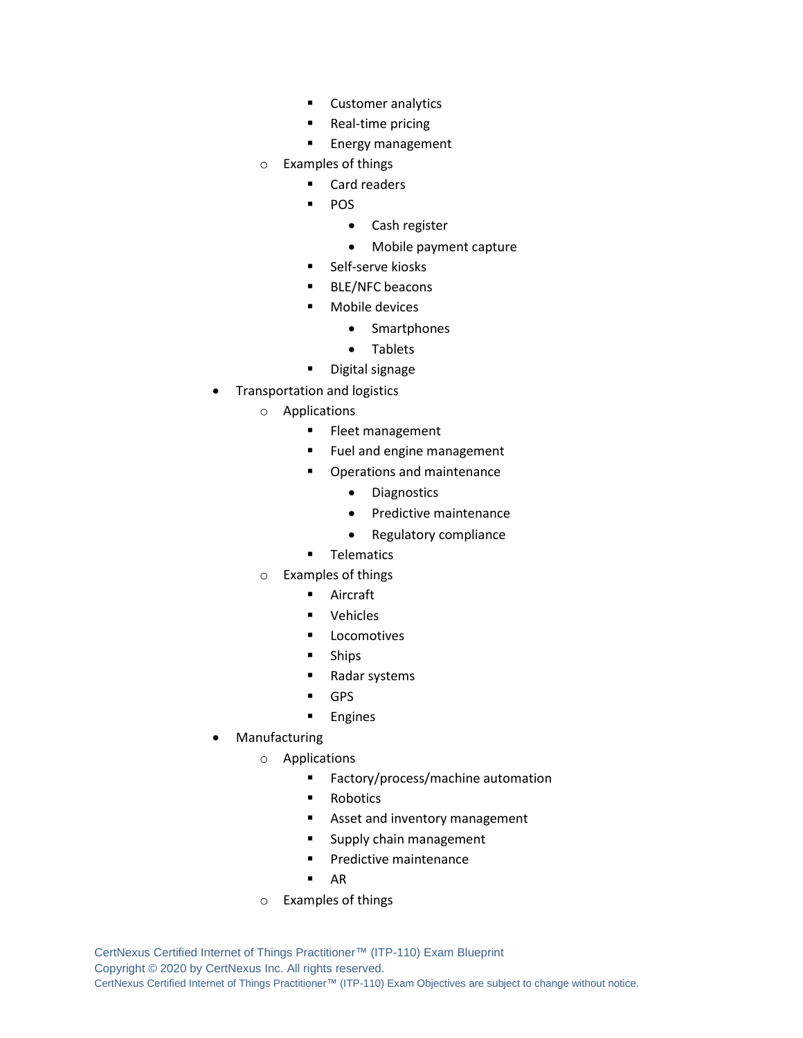- Customer analytics
        - Real-time pricing
        - Energy management
    - Examples of things
        - Card readers
        - POS
            - Cash register
            - Mobile payment capture
        - Self-serve kiosks
        - BLE/NFC beacons
        - Mobile devices
            - Smartphones
            - Tablets
        - Digital signage
- Transportation and logistics
    - Applications
        - Fleet management
        - Fuel and engine management
        - Operations and maintenance
            - Diagnostics
            - Predictive maintenance
            - Regulatory compliance
        - Telematics
    - Examples of things
        - Aircraft
        - Vehicles
        - Locomotives
        - Ships
        - Radar systems
        - GPS
        - Engines
- Manufacturing
    - Applications
        - Factory/process/machine automation
        - Robotics
        - Asset and inventory management
        - Supply chain management
        - Predictive maintenance
        - AR
    - Examples of things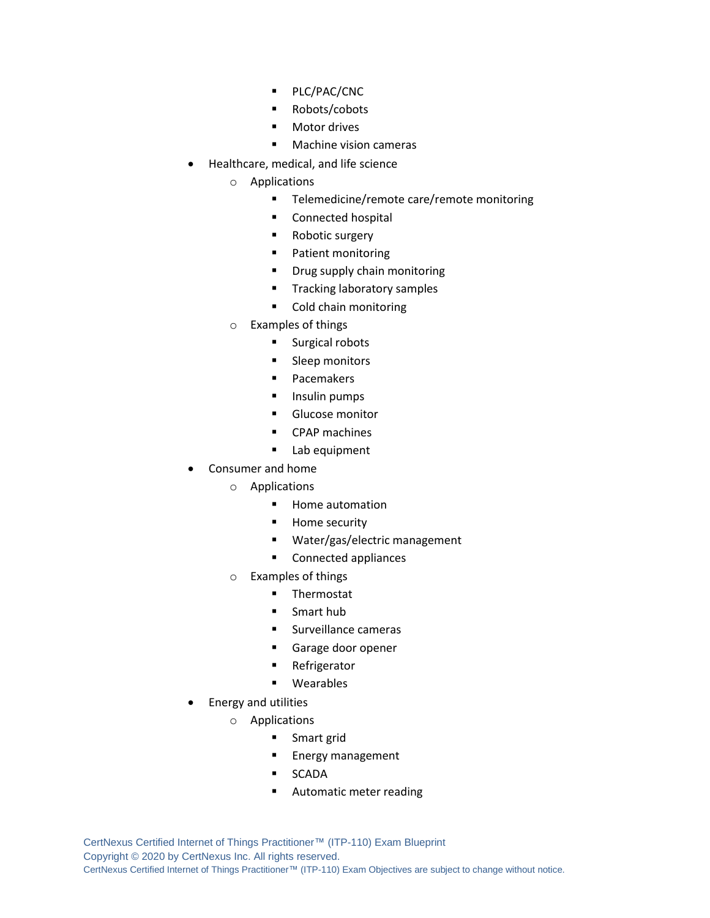- PLC/PAC/CNC
        - Robots/cobots
        - Motor drives
        - Machine vision cameras
- Healthcare, medical, and life science
    - Applications
        - Telemedicine/remote care/remote monitoring
        - Connected hospital
        - Robotic surgery
        - Patient monitoring
        - Drug supply chain monitoring
        - Tracking laboratory samples
        - Cold chain monitoring
    - Examples of things
        - Surgical robots
        - Sleep monitors
        - Pacemakers
        - Insulin pumps
        - Glucose monitor
        - CPAP machines
        - Lab equipment
- Consumer and home
    - Applications
        - Home automation
        - Home security
        - Water/gas/electric management
        - Connected appliances
    - Examples of things
        - Thermostat
        - Smart hub
        - Surveillance cameras
        - Garage door opener
        - Refrigerator
        - Wearables
- Energy and utilities
    - Applications
        - Smart grid
        - Energy management
        - SCADA
        - Automatic meter reading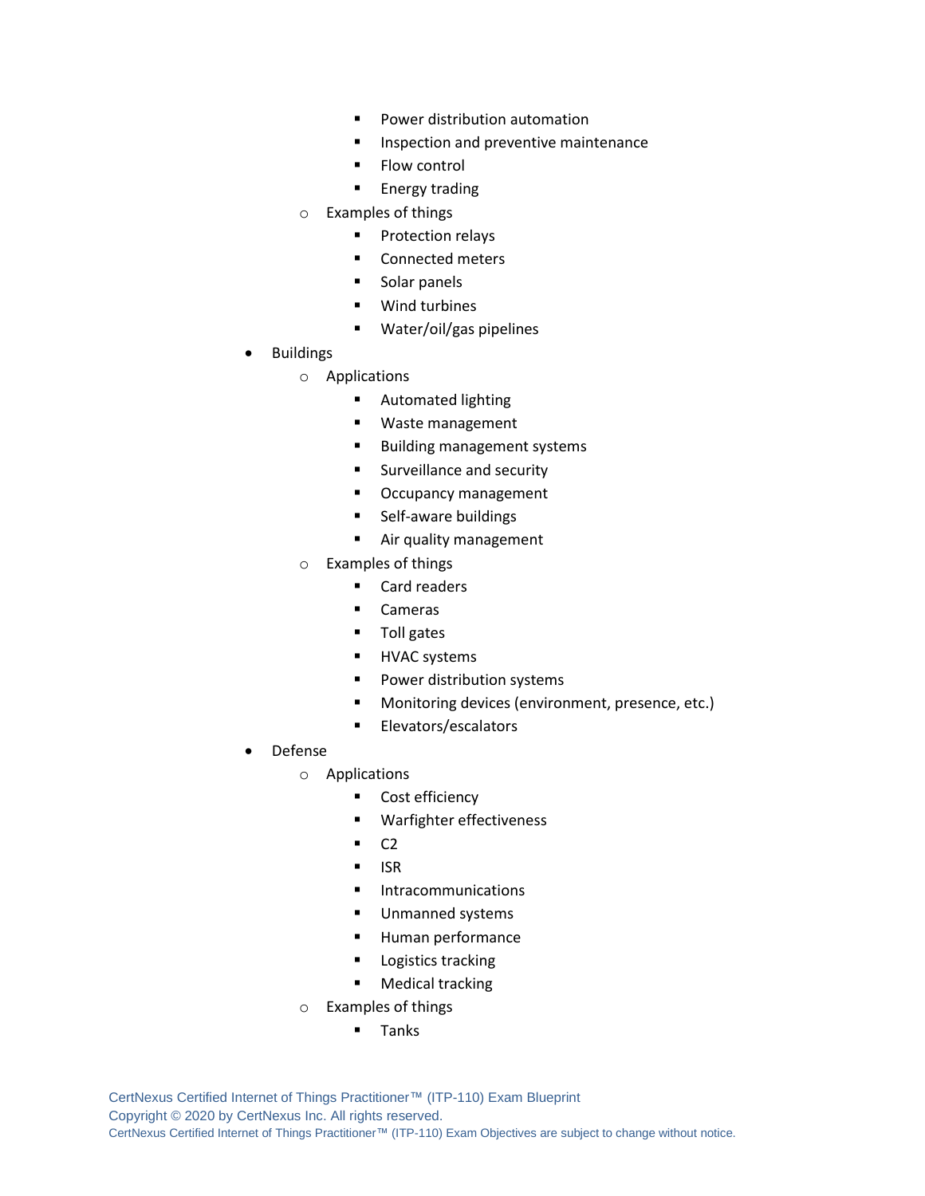- Power distribution automation
        - Inspection and preventive maintenance
        - Flow control
        - Energy trading
    - Examples of things
        - Protection relays
        - Connected meters
        - Solar panels
        - Wind turbines
        - Water/oil/gas pipelines
- Buildings
    - Applications
        - Automated lighting
        - Waste management
        - Building management systems
        - Surveillance and security
        - Occupancy management
        - Self-aware buildings
        - Air quality management
    - Examples of things
        - Card readers
        - Cameras
        - Toll gates
        - HVAC systems
        - Power distribution systems
        - Monitoring devices (environment, presence, etc.)
        - Elevators/escalators
- Defense
    - Applications
        - Cost efficiency
        - Warfighter effectiveness
        - C2
        - ISR
        - Intracommunications
        - Unmanned systems
        - Human performance
        - Logistics tracking
        - Medical tracking
    - Examples of things
        - Tanks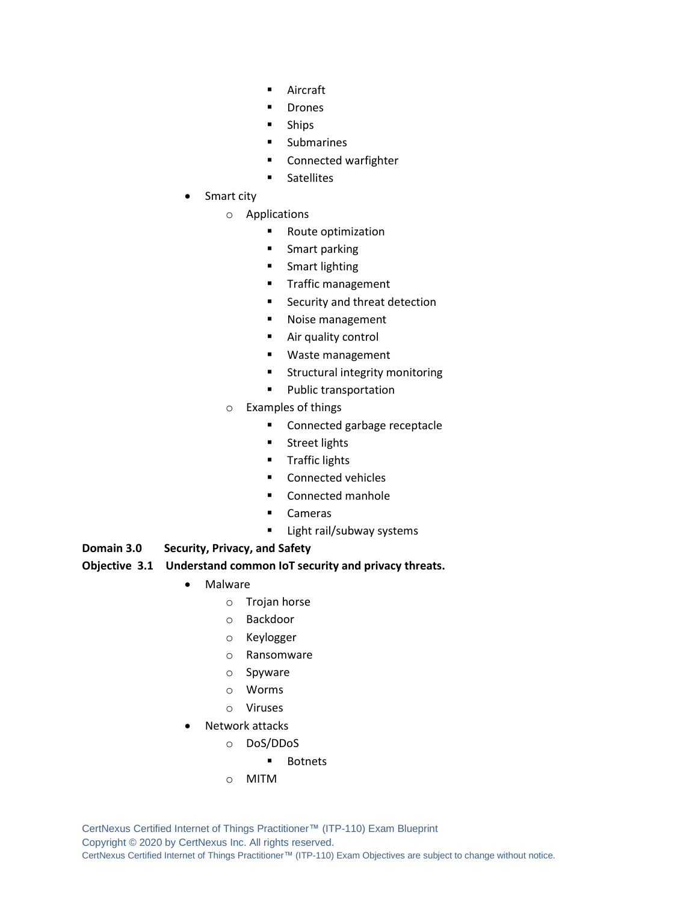- Aircraft
        - Drones
        - Ships
        - Submarines
        - Connected warfighter
        - Satellites
- Smart city
    - Applications
        - Route optimization
        - Smart parking
        - Smart lighting
        - Traffic management
        - Security and threat detection
        - Noise management
        - Air quality control
        - Waste management
        - Structural integrity monitoring
        - Public transportation
    - Examples of things
        - Connected garbage receptacle
        - Street lights
        - Traffic lights
        - Connected vehicles
        - Connected manhole
        - Cameras
        - Light rail/subway systems

**Domain 3.0 Security, Privacy, and Safety**

**Objective 3.1 Understand common IoT security and privacy threats.**

- Malware
    - Trojan horse
    - Backdoor
    - Keylogger
    - Ransomware
    - Spyware
    - Worms
    - Viruses
- Network attacks
    - DoS/DDoS
        - Botnets
    - MITM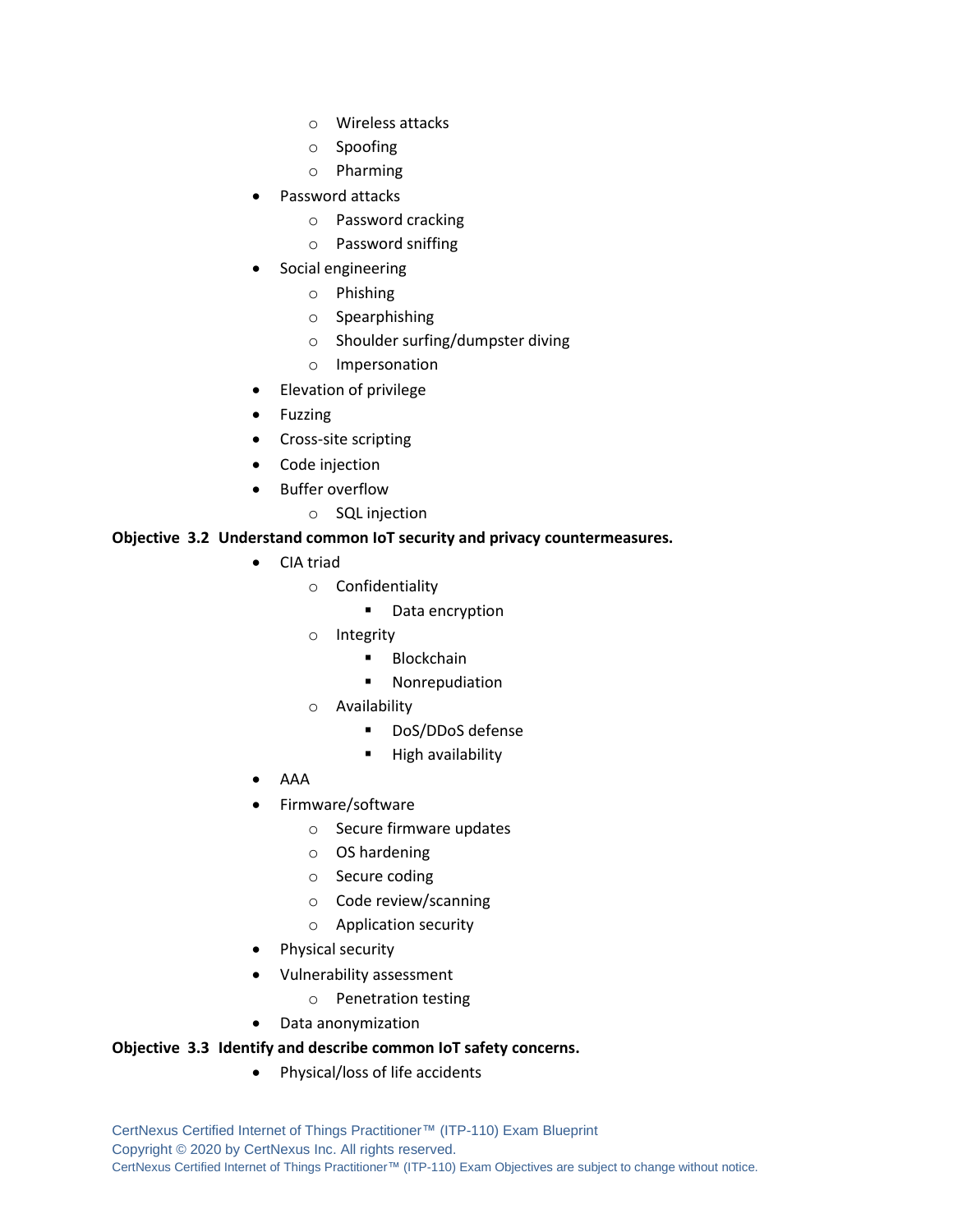- Wireless attacks
  - Spoofing
  - Pharming
- Password attacks
  - Password cracking
  - Password sniffing
- Social engineering
  - Phishing
  - Spearphishing
  - Shoulder surfing/dumpster diving
  - Impersonation
- Elevation of privilege
- Fuzzing
- Cross-site scripting
- Code injection
- Buffer overflow
  - SQL injection

**Objective 3.2 Understand common IoT security and privacy countermeasures.**

- CIA triad
  - Confidentiality
    - Data encryption
  - Integrity
    - Blockchain
    - Nonrepudiation
  - Availability
    - DoS/DDoS defense
    - High availability
- AAA
- Firmware/software
  - Secure firmware updates
  - OS hardening
  - Secure coding
  - Code review/scanning
  - Application security
- Physical security
- Vulnerability assessment
  - Penetration testing
- Data anonymization

**Objective 3.3 Identify and describe common IoT safety concerns.**

- Physical/loss of life accidents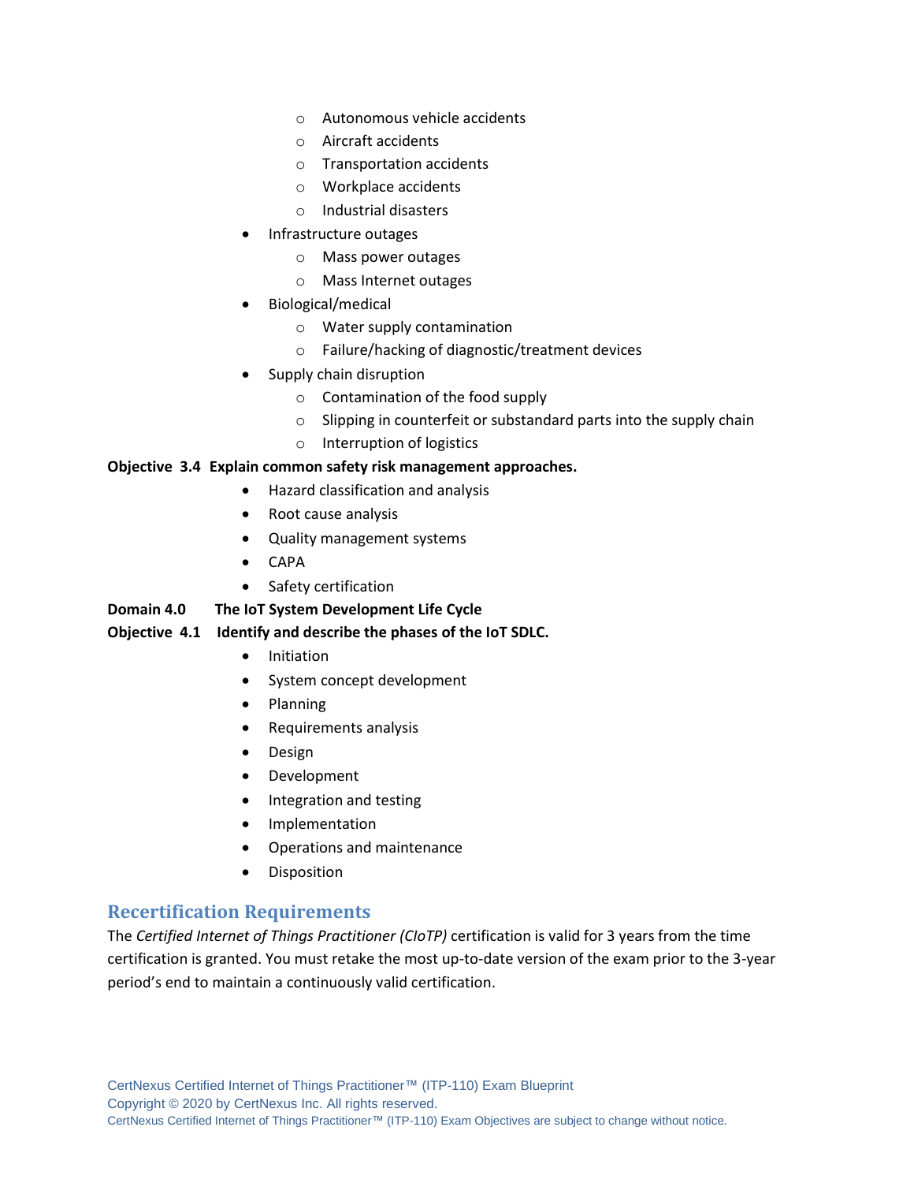- Autonomous vehicle accidents
    - Aircraft accidents
    - Transportation accidents
    - Workplace accidents
    - Industrial disasters
- Infrastructure outages
    - Mass power outages
    - Mass Internet outages
- Biological/medical
    - Water supply contamination
    - Failure/hacking of diagnostic/treatment devices
- Supply chain disruption
    - Contamination of the food supply
    - Slipping in counterfeit or substandard parts into the supply chain
    - Interruption of logistics

**Objective 3.4 Explain common safety risk management approaches.**

- Hazard classification and analysis
- Root cause analysis
- Quality management systems
- CAPA
- Safety certification

**Domain 4.0 The IoT System Development Life Cycle**

**Objective 4.1 Identify and describe the phases of the IoT SDLC.**

- Initiation
- System concept development
- Planning
- Requirements analysis
- Design
- Development
- Integration and testing
- Implementation
- Operations and maintenance
- Disposition

## Recertification Requirements

The *Certified Internet of Things Practitioner (CIoTP)* certification is valid for 3 years from the time certification is granted. You must retake the most up-to-date version of the exam prior to the 3-year period's end to maintain a continuously valid certification.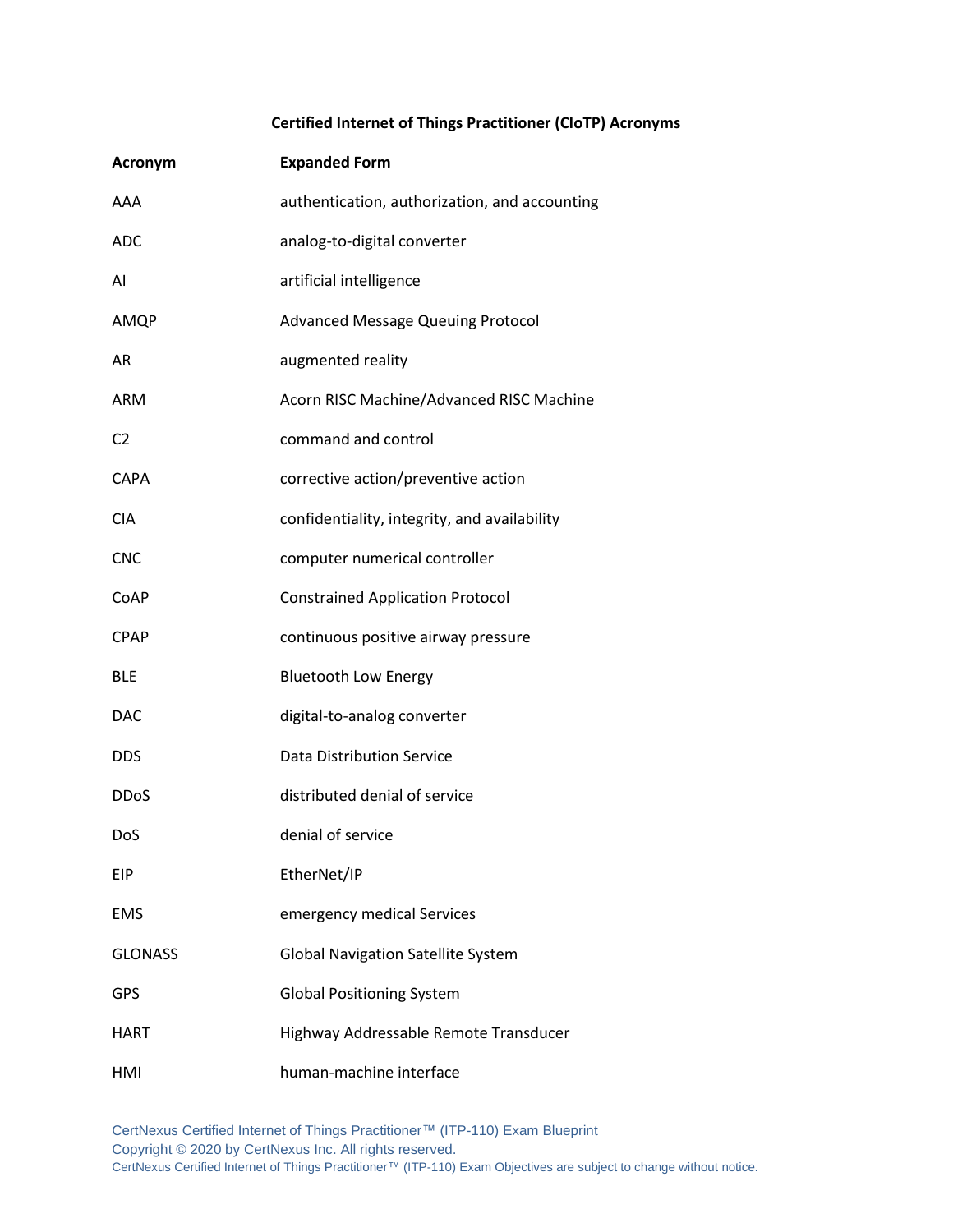**Certified Internet of Things Practitioner (CIoTP) Acronyms**

| Acronym | Expanded Form |
|---|---|
| AAA | authentication, authorization, and accounting |
| ADC | analog-to-digital converter |
| AI | artificial intelligence |
| AMQP | Advanced Message Queuing Protocol |
| AR | augmented reality |
| ARM | Acorn RISC Machine/Advanced RISC Machine |
| C2 | command and control |
| CAPA | corrective action/preventive action |
| CIA | confidentiality, integrity, and availability |
| CNC | computer numerical controller |
| CoAP | Constrained Application Protocol |
| CPAP | continuous positive airway pressure |
| BLE | Bluetooth Low Energy |
| DAC | digital-to-analog converter |
| DDS | Data Distribution Service |
| DDoS | distributed denial of service |
| DoS | denial of service |
| EIP | EtherNet/IP |
| EMS | emergency medical Services |
| GLONASS | Global Navigation Satellite System |
| GPS | Global Positioning System |
| HART | Highway Addressable Remote Transducer |
| HMI | human-machine interface |

CertNexus Certified Internet of Things Practitioner™ (ITP-110) Exam Blueprint
Copyright © 2020 by CertNexus Inc. All rights reserved.
CertNexus Certified Internet of Things Practitioner™ (ITP-110) Exam Objectives are subject to change without notice.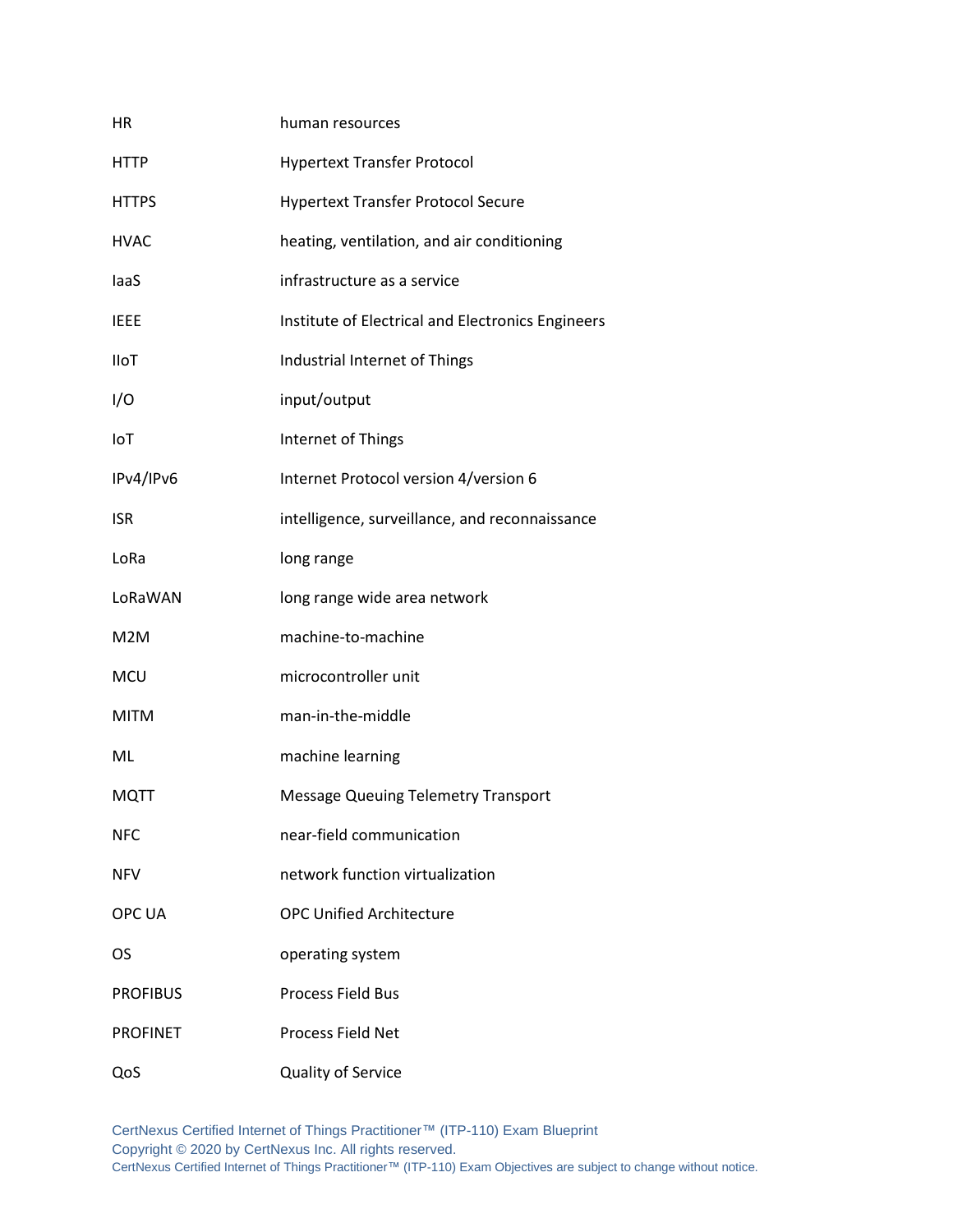| | |
|---|---|
| HR | human resources |
| HTTP | Hypertext Transfer Protocol |
| HTTPS | Hypertext Transfer Protocol Secure |
| HVAC | heating, ventilation, and air conditioning |
| IaaS | infrastructure as a service |
| IEEE | Institute of Electrical and Electronics Engineers |
| IIoT | Industrial Internet of Things |
| I/O | input/output |
| IoT | Internet of Things |
| IPv4/IPv6 | Internet Protocol version 4/version 6 |
| ISR | intelligence, surveillance, and reconnaissance |
| LoRa | long range |
| LoRaWAN | long range wide area network |
| M2M | machine-to-machine |
| MCU | microcontroller unit |
| MITM | man-in-the-middle |
| ML | machine learning |
| MQTT | Message Queuing Telemetry Transport |
| NFC | near-field communication |
| NFV | network function virtualization |
| OPC UA | OPC Unified Architecture |
| OS | operating system |
| PROFIBUS | Process Field Bus |
| PROFINET | Process Field Net |
| QoS | Quality of Service |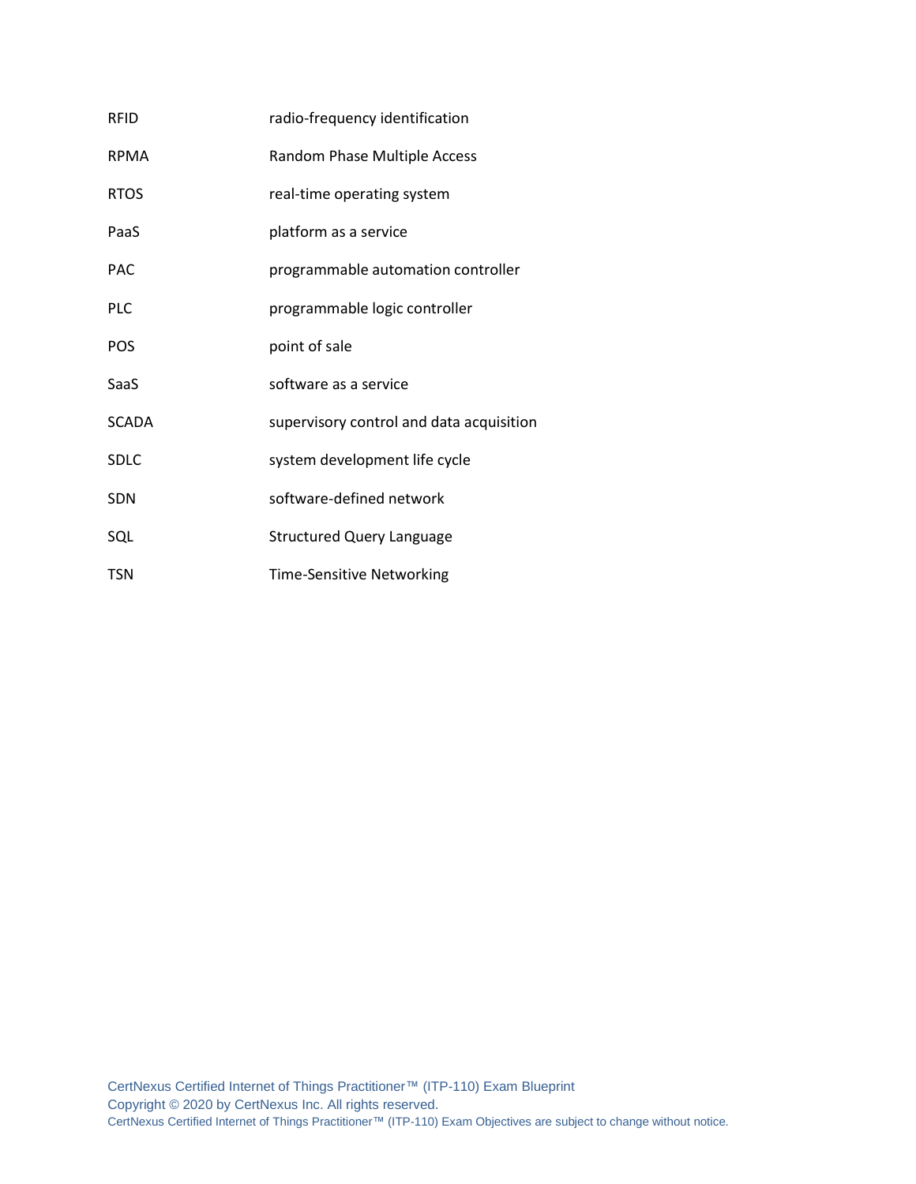| | |
|---|---|
| RFID | radio-frequency identification |
| RPMA | Random Phase Multiple Access |
| RTOS | real-time operating system |
| PaaS | platform as a service |
| PAC | programmable automation controller |
| PLC | programmable logic controller |
| POS | point of sale |
| SaaS | software as a service |
| SCADA | supervisory control and data acquisition |
| SDLC | system development life cycle |
| SDN | software-defined network |
| SQL | Structured Query Language |
| TSN | Time-Sensitive Networking |